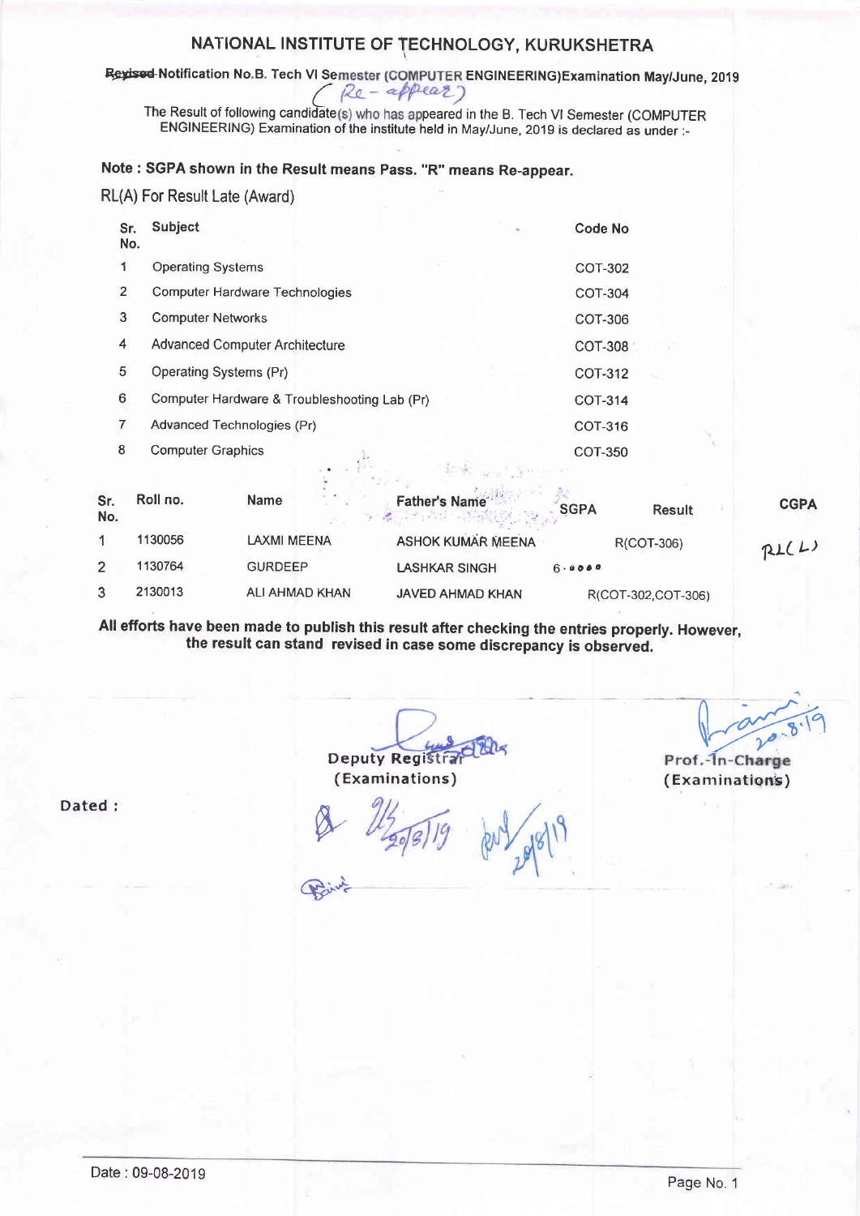# NATIONAL INSTITUTE OF TECHNOLOGY, KURUKSHETRA

~~Revised~~ Notification No.B. Tech VI Semester (COMPUTER ENGINEERING)Examination May/June, 2019
(Re-appear)

The Result of following candidate(s) who has appeared in the B. Tech VI Semester (COMPUTER ENGINEERING) Examination of the institute held in May/June, 2019 is declared as under :-

**Note : SGPA shown in the Result means Pass. "R" means Re-appear.**

RL(A) For Result Late (Award)

| Sr. No. | Subject | Code No |
|---|---|---|
| 1 | Operating Systems | COT-302 |
| 2 | Computer Hardware Technologies | COT-304 |
| 3 | Computer Networks | COT-306 |
| 4 | Advanced Computer Architecture | COT-308 |
| 5 | Operating Systems (Pr) | COT-312 |
| 6 | Computer Hardware & Troubleshooting Lab (Pr) | COT-314 |
| 7 | Advanced Technologies (Pr) | COT-316 |
| 8 | Computer Graphics | COT-350 |

| Sr. No. | Roll no. | Name | Father's Name | SGPA | Result | CGPA |
|---|---|---|---|---|---|---|
| 1 | 1130056 | LAXMI MEENA | ASHOK KUMAR MEENA | | R(COT-306) | RL(L) |
| 2 | 1130764 | GURDEEP | LASHKAR SINGH | 6.0000 | | |
| 3 | 2130013 | ALI AHMAD KHAN | JAVED AHMAD KHAN | | R(COT-302,COT-306) | |

**All efforts have been made to publish this result after checking the entries properly. However, the result can stand revised in case some discrepancy is observed.**

Deputy Registrar
(Examinations)

Prof.-In-Charge
(Examinations)
20.8.19

Dated :

20/8/19 20/8/19

Date : 09-08-2019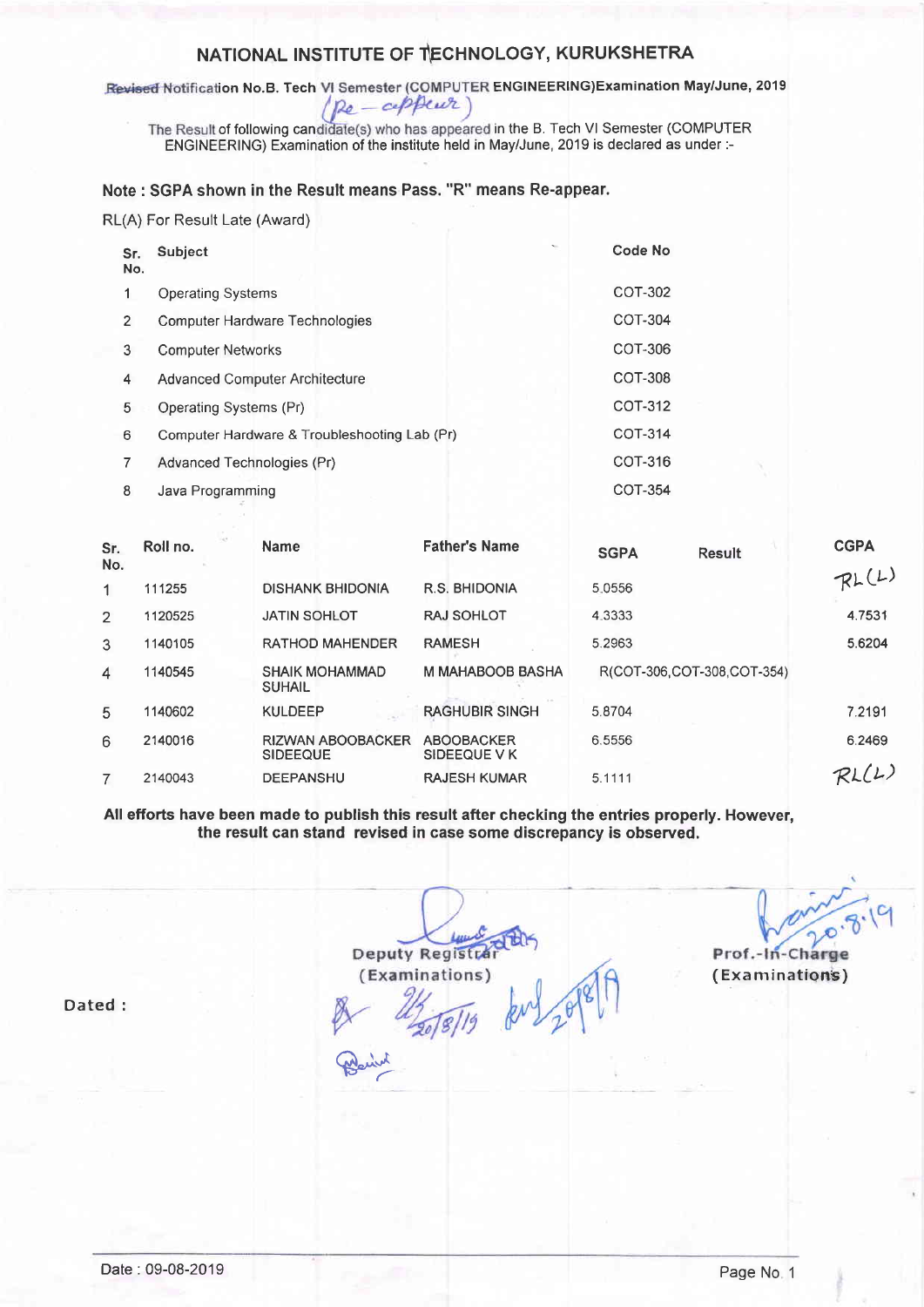# NATIONAL INSTITUTE OF TECHNOLOGY, KURUKSHETRA

~~Revised~~ Notification No.B. Tech VI Semester (COMPUTER ENGINEERING)Examination May/June, 2019 (Re-appear)

The Result of following candidate(s) who has appeared in the B. Tech VI Semester (COMPUTER ENGINEERING) Examination of the institute held in May/June, 2019 is declared as under :-

**Note : SGPA shown in the Result means Pass. "R" means Re-appear.**

RL(A) For Result Late (Award)

| Sr. No. | Subject | Code No |
|---|---|---|
| 1 | Operating Systems | COT-302 |
| 2 | Computer Hardware Technologies | COT-304 |
| 3 | Computer Networks | COT-306 |
| 4 | Advanced Computer Architecture | COT-308 |
| 5 | Operating Systems (Pr) | COT-312 |
| 6 | Computer Hardware & Troubleshooting Lab (Pr) | COT-314 |
| 7 | Advanced Technologies (Pr) | COT-316 |
| 8 | Java Programming | COT-354 |

| Sr. No. | Roll no. | Name | Father's Name | SGPA | Result | CGPA |
|---|---|---|---|---|---|---|
| 1 | 111255 | DISHANK BHIDONIA | R.S. BHIDONIA | 5.0556 | | RL(L) |
| 2 | 1120525 | JATIN SOHLOT | RAJ SOHLOT | 4.3333 | | 4.7531 |
| 3 | 1140105 | RATHOD MAHENDER | RAMESH | 5.2963 | | 5.6204 |
| 4 | 1140545 | SHAIK MOHAMMAD SUHAIL | M MAHABOOB BASHA | | R(COT-306,COT-308,COT-354) | |
| 5 | 1140602 | KULDEEP | RAGHUBIR SINGH | 5.8704 | | 7.2191 |
| 6 | 2140016 | RIZWAN ABOOBACKER SIDEEQUE | ABOOBACKER SIDEEQUE V K | 6.5556 | | 6.2469 |
| 7 | 2140043 | DEEPANSHU | RAJESH KUMAR | 5.1111 | | RL(L) |

**All efforts have been made to publish this result after checking the entries properly. However, the result can stand revised in case some discrepancy is observed.**

Deputy Registrar (Examinations) 20/8/19

Prof.-In-Charge (Examinations) 20.8.19

Dated :

Date : 09-08-2019